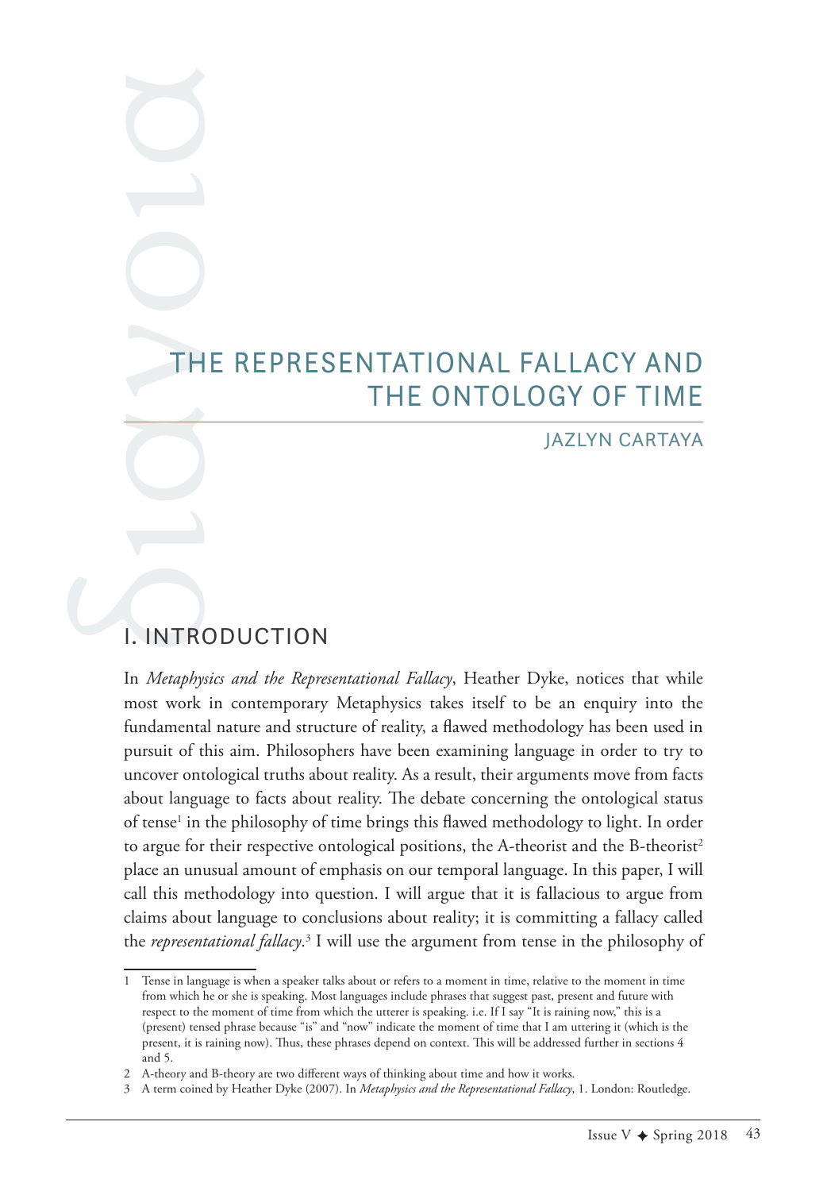# THE REPRESENTATIONAL FALLACY AND THE ONTOLOGY OF TIME

JAZLYN CARTAYA

## I. INTRODUCTION

In *Metaphysics and the Representational Fallacy*, Heather Dyke, notices that while most work in contemporary Metaphysics takes itself to be an enquiry into the fundamental nature and structure of reality, a flawed methodology has been used in pursuit of this aim. Philosophers have been examining language in order to try to uncover ontological truths about reality. As a result, their arguments move from facts about language to facts about reality. The debate concerning the ontological status of tense[1] in the philosophy of time brings this flawed methodology to light. In order to argue for their respective ontological positions, the A-theorist and the B-theorist[2] place an unusual amount of emphasis on our temporal language. In this paper, I will call this methodology into question. I will argue that it is fallacious to argue from claims about language to conclusions about reality; it is committing a fallacy called the *representational fallacy*.[3] I will use the argument from tense in the philosophy of

1 Tense in language is when a speaker talks about or refers to a moment in time, relative to the moment in time from which he or she is speaking. Most languages include phrases that suggest past, present and future with respect to the moment of time from which the utterer is speaking. i.e. If I say "It is raining now," this is a (present) tensed phrase because "is" and "now" indicate the moment of time that I am uttering it (which is the present, it is raining now). Thus, these phrases depend on context. This will be addressed further in sections 4 and 5.

2 A-theory and B-theory are two different ways of thinking about time and how it works.

3 A term coined by Heather Dyke (2007). In *Metaphysics and the Representational Fallacy*, 1. London: Routledge.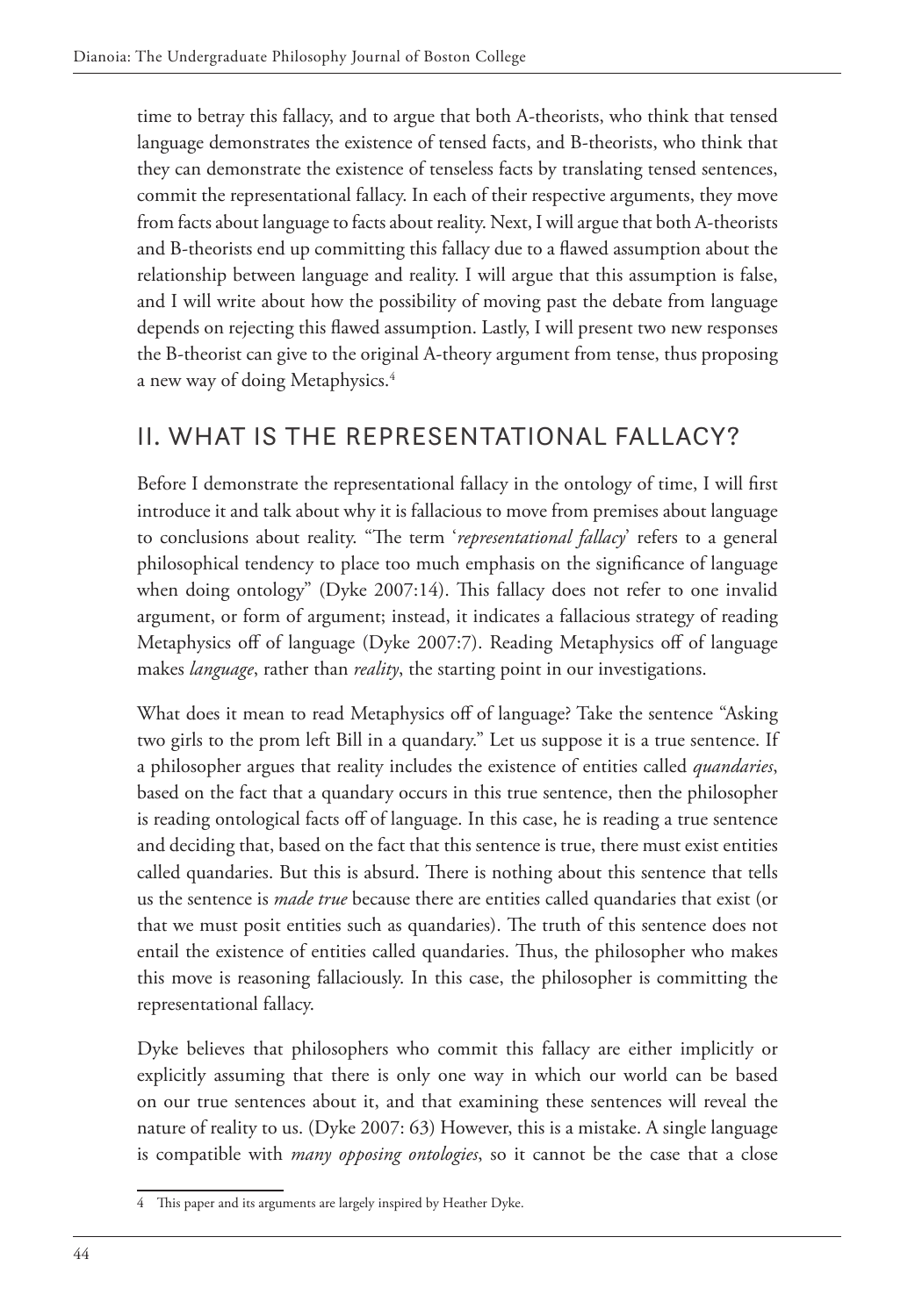time to betray this fallacy, and to argue that both A-theorists, who think that tensed language demonstrates the existence of tensed facts, and B-theorists, who think that they can demonstrate the existence of tenseless facts by translating tensed sentences, commit the representational fallacy. In each of their respective arguments, they move from facts about language to facts about reality. Next, I will argue that both A-theorists and B-theorists end up committing this fallacy due to a flawed assumption about the relationship between language and reality. I will argue that this assumption is false, and I will write about how the possibility of moving past the debate from language depends on rejecting this flawed assumption. Lastly, I will present two new responses the B-theorist can give to the original A-theory argument from tense, thus proposing a new way of doing Metaphysics.[4]

## II. WHAT IS THE REPRESENTATIONAL FALLACY?

Before I demonstrate the representational fallacy in the ontology of time, I will first introduce it and talk about why it is fallacious to move from premises about language to conclusions about reality. "The term '*representational fallacy*' refers to a general philosophical tendency to place too much emphasis on the significance of language when doing ontology" (Dyke 2007:14). This fallacy does not refer to one invalid argument, or form of argument; instead, it indicates a fallacious strategy of reading Metaphysics off of language (Dyke 2007:7). Reading Metaphysics off of language makes *language*, rather than *reality*, the starting point in our investigations.

What does it mean to read Metaphysics off of language? Take the sentence "Asking two girls to the prom left Bill in a quandary." Let us suppose it is a true sentence. If a philosopher argues that reality includes the existence of entities called *quandaries*, based on the fact that a quandary occurs in this true sentence, then the philosopher is reading ontological facts off of language. In this case, he is reading a true sentence and deciding that, based on the fact that this sentence is true, there must exist entities called quandaries. But this is absurd. There is nothing about this sentence that tells us the sentence is *made true* because there are entities called quandaries that exist (or that we must posit entities such as quandaries). The truth of this sentence does not entail the existence of entities called quandaries. Thus, the philosopher who makes this move is reasoning fallaciously. In this case, the philosopher is committing the representational fallacy.

Dyke believes that philosophers who commit this fallacy are either implicitly or explicitly assuming that there is only one way in which our world can be based on our true sentences about it, and that examining these sentences will reveal the nature of reality to us. (Dyke 2007: 63) However, this is a mistake. A single language is compatible with *many opposing ontologies*, so it cannot be the case that a close

---

[4] This paper and its arguments are largely inspired by Heather Dyke.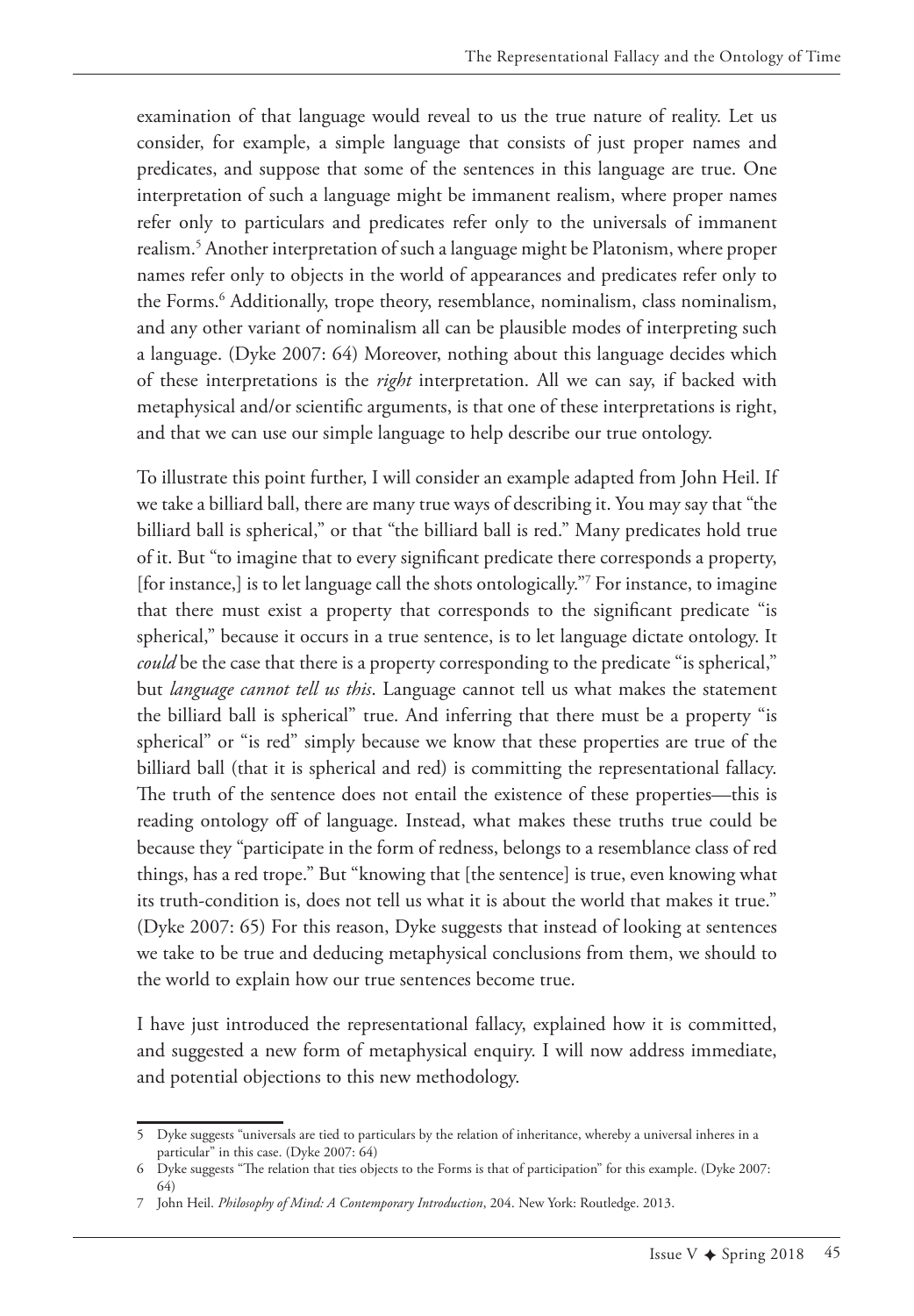examination of that language would reveal to us the true nature of reality. Let us consider, for example, a simple language that consists of just proper names and predicates, and suppose that some of the sentences in this language are true. One interpretation of such a language might be immanent realism, where proper names refer only to particulars and predicates refer only to the universals of immanent realism.[5] Another interpretation of such a language might be Platonism, where proper names refer only to objects in the world of appearances and predicates refer only to the Forms.[6] Additionally, trope theory, resemblance, nominalism, class nominalism, and any other variant of nominalism all can be plausible modes of interpreting such a language. (Dyke 2007: 64) Moreover, nothing about this language decides which of these interpretations is the *right* interpretation. All we can say, if backed with metaphysical and/or scientific arguments, is that one of these interpretations is right, and that we can use our simple language to help describe our true ontology.

To illustrate this point further, I will consider an example adapted from John Heil. If we take a billiard ball, there are many true ways of describing it. You may say that "the billiard ball is spherical," or that "the billiard ball is red." Many predicates hold true of it. But "to imagine that to every significant predicate there corresponds a property, [for instance,] is to let language call the shots ontologically."[7] For instance, to imagine that there must exist a property that corresponds to the significant predicate "is spherical," because it occurs in a true sentence, is to let language dictate ontology. It *could* be the case that there is a property corresponding to the predicate "is spherical," but *language cannot tell us this*. Language cannot tell us what makes the statement the billiard ball is spherical" true. And inferring that there must be a property "is spherical" or "is red" simply because we know that these properties are true of the billiard ball (that it is spherical and red) is committing the representational fallacy. The truth of the sentence does not entail the existence of these properties—this is reading ontology off of language. Instead, what makes these truths true could be because they "participate in the form of redness, belongs to a resemblance class of red things, has a red trope." But "knowing that [the sentence] is true, even knowing what its truth-condition is, does not tell us what it is about the world that makes it true." (Dyke 2007: 65) For this reason, Dyke suggests that instead of looking at sentences we take to be true and deducing metaphysical conclusions from them, we should to the world to explain how our true sentences become true.

I have just introduced the representational fallacy, explained how it is committed, and suggested a new form of metaphysical enquiry. I will now address immediate, and potential objections to this new methodology.

---

5 Dyke suggests "universals are tied to particulars by the relation of inheritance, whereby a universal inheres in a particular" in this case. (Dyke 2007: 64)

6 Dyke suggests "The relation that ties objects to the Forms is that of participation" for this example. (Dyke 2007: 64)

7 John Heil. *Philosophy of Mind: A Contemporary Introduction*, 204. New York: Routledge. 2013.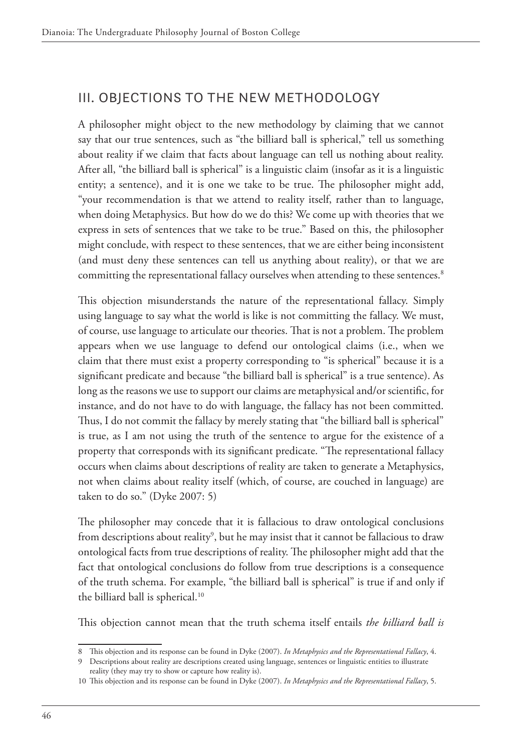## III. OBJECTIONS TO THE NEW METHODOLOGY

A philosopher might object to the new methodology by claiming that we cannot say that our true sentences, such as "the billiard ball is spherical," tell us something about reality if we claim that facts about language can tell us nothing about reality. After all, "the billiard ball is spherical" is a linguistic claim (insofar as it is a linguistic entity; a sentence), and it is one we take to be true. The philosopher might add, "your recommendation is that we attend to reality itself, rather than to language, when doing Metaphysics. But how do we do this? We come up with theories that we express in sets of sentences that we take to be true." Based on this, the philosopher might conclude, with respect to these sentences, that we are either being inconsistent (and must deny these sentences can tell us anything about reality), or that we are committing the representational fallacy ourselves when attending to these sentences.[8]

This objection misunderstands the nature of the representational fallacy. Simply using language to say what the world is like is not committing the fallacy. We must, of course, use language to articulate our theories. That is not a problem. The problem appears when we use language to defend our ontological claims (i.e., when we claim that there must exist a property corresponding to "is spherical" because it is a significant predicate and because "the billiard ball is spherical" is a true sentence). As long as the reasons we use to support our claims are metaphysical and/or scientific, for instance, and do not have to do with language, the fallacy has not been committed. Thus, I do not commit the fallacy by merely stating that "the billiard ball is spherical" is true, as I am not using the truth of the sentence to argue for the existence of a property that corresponds with its significant predicate. "The representational fallacy occurs when claims about descriptions of reality are taken to generate a Metaphysics, not when claims about reality itself (which, of course, are couched in language) are taken to do so." (Dyke 2007: 5)

The philosopher may concede that it is fallacious to draw ontological conclusions from descriptions about reality[9], but he may insist that it cannot be fallacious to draw ontological facts from true descriptions of reality. The philosopher might add that the fact that ontological conclusions do follow from true descriptions is a consequence of the truth schema. For example, "the billiard ball is spherical" is true if and only if the billiard ball is spherical.[10]

This objection cannot mean that the truth schema itself entails *the billiard ball is*

---

8 This objection and its response can be found in Dyke (2007). *In Metaphysics and the Representational Fallacy*, 4.

9 Descriptions about reality are descriptions created using language, sentences or linguistic entities to illustrate reality (they may try to show or capture how reality is).

10 This objection and its response can be found in Dyke (2007). *In Metaphysics and the Representational Fallacy*, 5.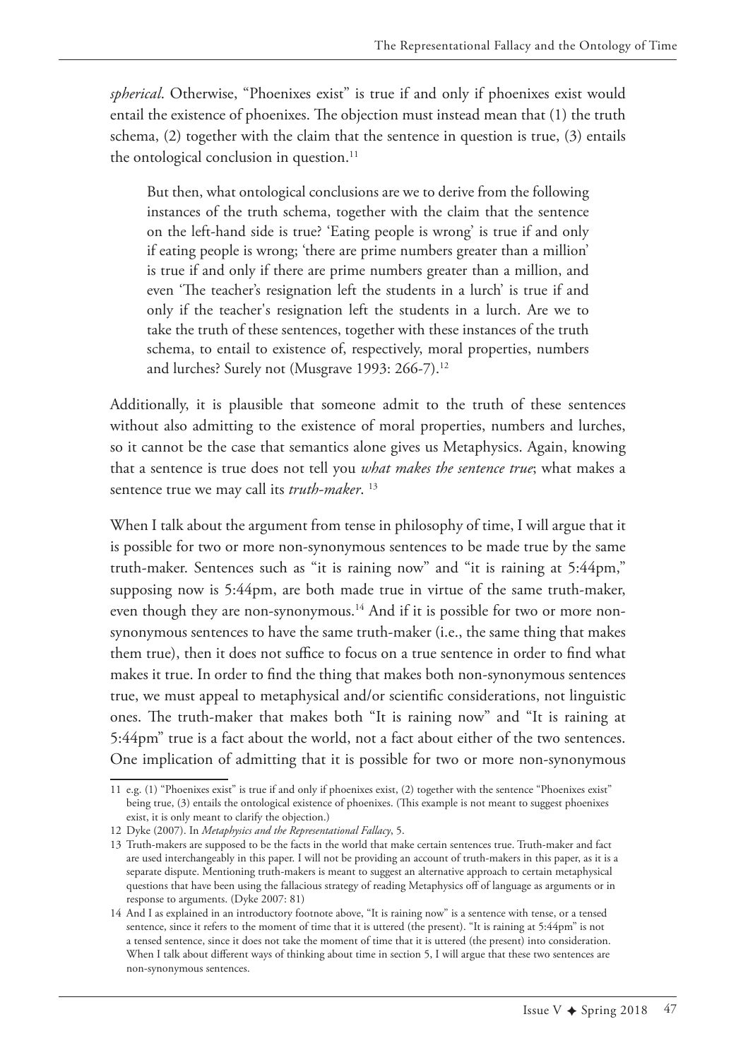*spherical*. Otherwise, "Phoenixes exist" is true if and only if phoenixes exist would entail the existence of phoenixes. The objection must instead mean that (1) the truth schema, (2) together with the claim that the sentence in question is true, (3) entails the ontological conclusion in question.[11]

> But then, what ontological conclusions are we to derive from the following instances of the truth schema, together with the claim that the sentence on the left-hand side is true? 'Eating people is wrong' is true if and only if eating people is wrong; 'there are prime numbers greater than a million' is true if and only if there are prime numbers greater than a million, and even 'The teacher's resignation left the students in a lurch' is true if and only if the teacher's resignation left the students in a lurch. Are we to take the truth of these sentences, together with these instances of the truth schema, to entail to existence of, respectively, moral properties, numbers and lurches? Surely not (Musgrave 1993: 266-7).[12]

Additionally, it is plausible that someone admit to the truth of these sentences without also admitting to the existence of moral properties, numbers and lurches, so it cannot be the case that semantics alone gives us Metaphysics. Again, knowing that a sentence is true does not tell you *what makes the sentence true*; what makes a sentence true we may call its *truth-maker*. [13]

When I talk about the argument from tense in philosophy of time, I will argue that it is possible for two or more non-synonymous sentences to be made true by the same truth-maker. Sentences such as "it is raining now" and "it is raining at 5:44pm," supposing now is 5:44pm, are both made true in virtue of the same truth-maker, even though they are non-synonymous.[14] And if it is possible for two or more non-synonymous sentences to have the same truth-maker (i.e., the same thing that makes them true), then it does not suffice to focus on a true sentence in order to find what makes it true. In order to find the thing that makes both non-synonymous sentences true, we must appeal to metaphysical and/or scientific considerations, not linguistic ones. The truth-maker that makes both "It is raining now" and "It is raining at 5:44pm" true is a fact about the world, not a fact about either of the two sentences. One implication of admitting that it is possible for two or more non-synonymous

---

11 e.g. (1) "Phoenixes exist" is true if and only if phoenixes exist, (2) together with the sentence "Phoenixes exist" being true, (3) entails the ontological existence of phoenixes. (This example is not meant to suggest phoenixes exist, it is only meant to clarify the objection.)

12 Dyke (2007). In *Metaphysics and the Representational Fallacy*, 5.

13 Truth-makers are supposed to be the facts in the world that make certain sentences true. Truth-maker and fact are used interchangeably in this paper. I will not be providing an account of truth-makers in this paper, as it is a separate dispute. Mentioning truth-makers is meant to suggest an alternative approach to certain metaphysical questions that have been using the fallacious strategy of reading Metaphysics off of language as arguments or in response to arguments. (Dyke 2007: 81)

14 And I as explained in an introductory footnote above, "It is raining now" is a sentence with tense, or a tensed sentence, since it refers to the moment of time that it is uttered (the present). "It is raining at 5:44pm" is not a tensed sentence, since it does not take the moment of time that it is uttered (the present) into consideration. When I talk about different ways of thinking about time in section 5, I will argue that these two sentences are non-synonymous sentences.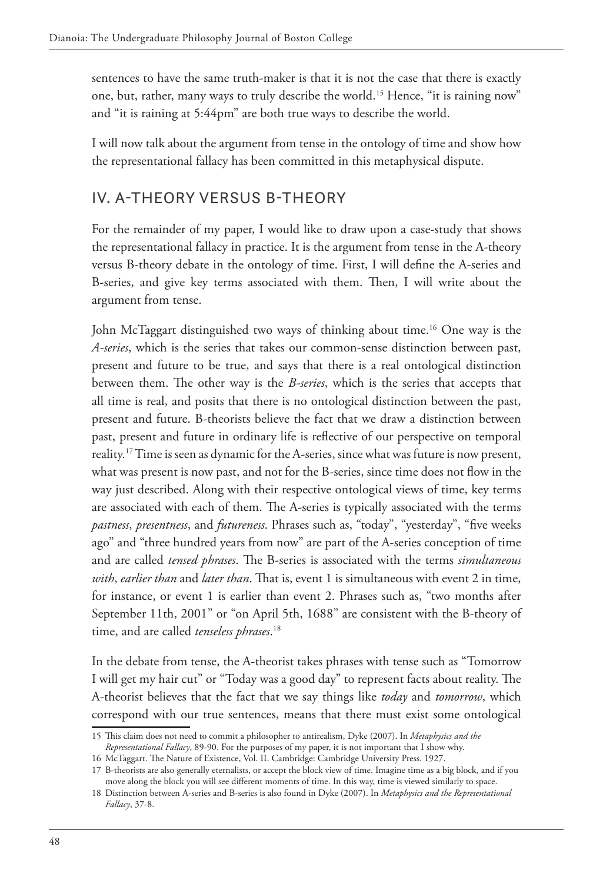sentences to have the same truth-maker is that it is not the case that there is exactly one, but, rather, many ways to truly describe the world.[15] Hence, "it is raining now" and "it is raining at 5:44pm" are both true ways to describe the world.

I will now talk about the argument from tense in the ontology of time and show how the representational fallacy has been committed in this metaphysical dispute.

## IV. A-THEORY VERSUS B-THEORY

For the remainder of my paper, I would like to draw upon a case-study that shows the representational fallacy in practice. It is the argument from tense in the A-theory versus B-theory debate in the ontology of time. First, I will define the A-series and B-series, and give key terms associated with them. Then, I will write about the argument from tense.

John McTaggart distinguished two ways of thinking about time.[16] One way is the *A-series*, which is the series that takes our common-sense distinction between past, present and future to be true, and says that there is a real ontological distinction between them. The other way is the *B-series*, which is the series that accepts that all time is real, and posits that there is no ontological distinction between the past, present and future. B-theorists believe the fact that we draw a distinction between past, present and future in ordinary life is reflective of our perspective on temporal reality.[17] Time is seen as dynamic for the A-series, since what was future is now present, what was present is now past, and not for the B-series, since time does not flow in the way just described. Along with their respective ontological views of time, key terms are associated with each of them. The A-series is typically associated with the terms *pastness*, *presentness*, and *futureness*. Phrases such as, "today", "yesterday", "five weeks ago" and "three hundred years from now" are part of the A-series conception of time and are called *tensed phrases*. The B-series is associated with the terms *simultaneous with*, *earlier than* and *later than*. That is, event 1 is simultaneous with event 2 in time, for instance, or event 1 is earlier than event 2. Phrases such as, "two months after September 11th, 2001" or "on April 5th, 1688" are consistent with the B-theory of time, and are called *tenseless phrases*.[18]

In the debate from tense, the A-theorist takes phrases with tense such as "Tomorrow I will get my hair cut" or "Today was a good day" to represent facts about reality. The A-theorist believes that the fact that we say things like *today* and *tomorrow*, which correspond with our true sentences, means that there must exist some ontological

---

15 This claim does not need to commit a philosopher to antirealism, Dyke (2007). In *Metaphysics and the Representational Fallacy*, 89-90. For the purposes of my paper, it is not important that I show why.

16 McTaggart. The Nature of Existence, Vol. II. Cambridge: Cambridge University Press. 1927.

17 B-theorists are also generally eternalists, or accept the block view of time. Imagine time as a big block, and if you move along the block you will see different moments of time. In this way, time is viewed similarly to space.

18 Distinction between A-series and B-series is also found in Dyke (2007). In *Metaphysics and the Representational Fallacy*, 37-8.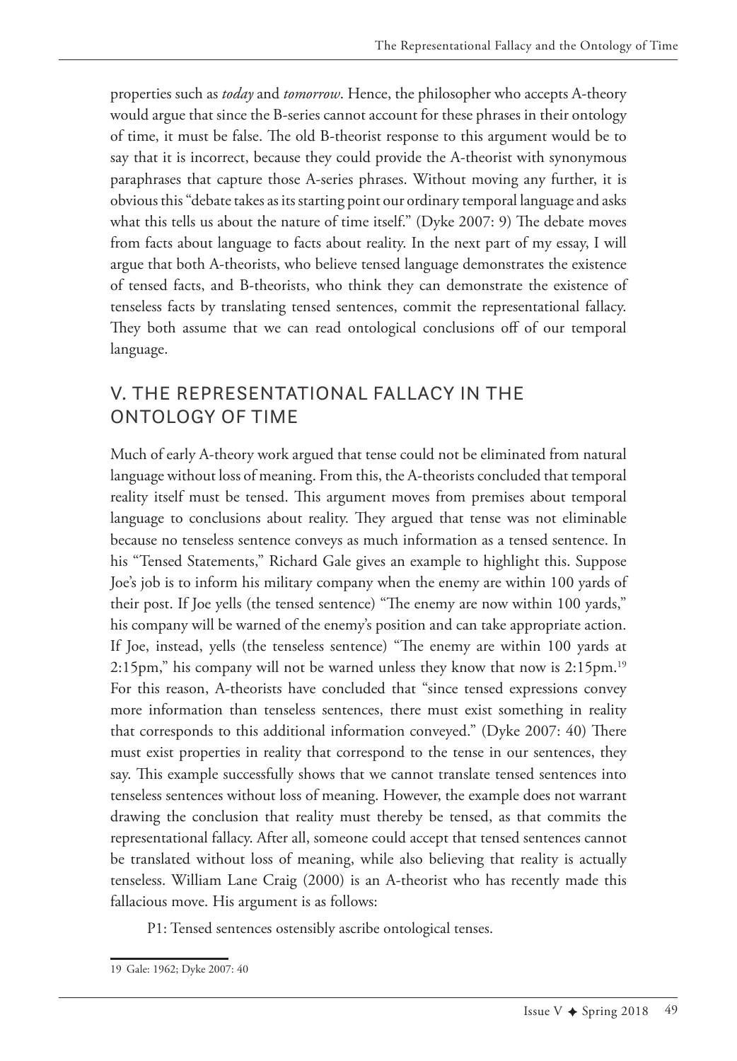properties such as *today* and *tomorrow*. Hence, the philosopher who accepts A-theory would argue that since the B-series cannot account for these phrases in their ontology of time, it must be false. The old B-theorist response to this argument would be to say that it is incorrect, because they could provide the A-theorist with synonymous paraphrases that capture those A-series phrases. Without moving any further, it is obvious this "debate takes as its starting point our ordinary temporal language and asks what this tells us about the nature of time itself." (Dyke 2007: 9) The debate moves from facts about language to facts about reality. In the next part of my essay, I will argue that both A-theorists, who believe tensed language demonstrates the existence of tensed facts, and B-theorists, who think they can demonstrate the existence of tenseless facts by translating tensed sentences, commit the representational fallacy. They both assume that we can read ontological conclusions off of our temporal language.

## V. THE REPRESENTATIONAL FALLACY IN THE ONTOLOGY OF TIME

Much of early A-theory work argued that tense could not be eliminated from natural language without loss of meaning. From this, the A-theorists concluded that temporal reality itself must be tensed. This argument moves from premises about temporal language to conclusions about reality. They argued that tense was not eliminable because no tenseless sentence conveys as much information as a tensed sentence. In his "Tensed Statements," Richard Gale gives an example to highlight this. Suppose Joe's job is to inform his military company when the enemy are within 100 yards of their post. If Joe yells (the tensed sentence) "The enemy are now within 100 yards," his company will be warned of the enemy's position and can take appropriate action. If Joe, instead, yells (the tenseless sentence) "The enemy are within 100 yards at 2:15pm," his company will not be warned unless they know that now is 2:15pm.[19] For this reason, A-theorists have concluded that "since tensed expressions convey more information than tenseless sentences, there must exist something in reality that corresponds to this additional information conveyed." (Dyke 2007: 40) There must exist properties in reality that correspond to the tense in our sentences, they say. This example successfully shows that we cannot translate tensed sentences into tenseless sentences without loss of meaning. However, the example does not warrant drawing the conclusion that reality must thereby be tensed, as that commits the representational fallacy. After all, someone could accept that tensed sentences cannot be translated without loss of meaning, while also believing that reality is actually tenseless. William Lane Craig (2000) is an A-theorist who has recently made this fallacious move. His argument is as follows:

P1: Tensed sentences ostensibly ascribe ontological tenses.

---

19 Gale: 1962; Dyke 2007: 40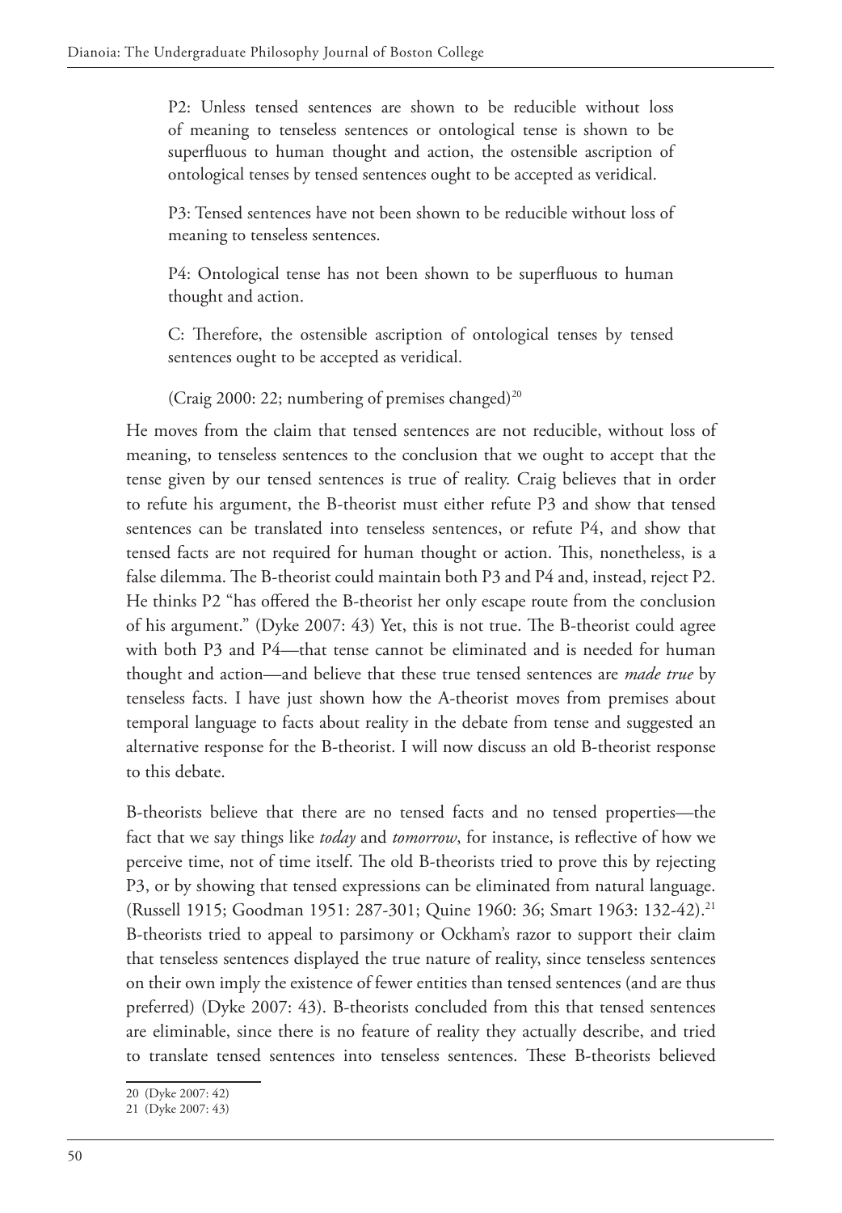> P2: Unless tensed sentences are shown to be reducible without loss of meaning to tenseless sentences or ontological tense is shown to be superfluous to human thought and action, the ostensible ascription of ontological tenses by tensed sentences ought to be accepted as veridical.
>
> P3: Tensed sentences have not been shown to be reducible without loss of meaning to tenseless sentences.
>
> P4: Ontological tense has not been shown to be superfluous to human thought and action.
>
> C: Therefore, the ostensible ascription of ontological tenses by tensed sentences ought to be accepted as veridical.
>
> (Craig 2000: 22; numbering of premises changed)[20]

He moves from the claim that tensed sentences are not reducible, without loss of meaning, to tenseless sentences to the conclusion that we ought to accept that the tense given by our tensed sentences is true of reality. Craig believes that in order to refute his argument, the B-theorist must either refute P3 and show that tensed sentences can be translated into tenseless sentences, or refute P4, and show that tensed facts are not required for human thought or action. This, nonetheless, is a false dilemma. The B-theorist could maintain both P3 and P4 and, instead, reject P2. He thinks P2 "has offered the B-theorist her only escape route from the conclusion of his argument." (Dyke 2007: 43) Yet, this is not true. The B-theorist could agree with both P3 and P4—that tense cannot be eliminated and is needed for human thought and action—and believe that these true tensed sentences are *made true* by tenseless facts. I have just shown how the A-theorist moves from premises about temporal language to facts about reality in the debate from tense and suggested an alternative response for the B-theorist. I will now discuss an old B-theorist response to this debate.

B-theorists believe that there are no tensed facts and no tensed properties—the fact that we say things like *today* and *tomorrow*, for instance, is reflective of how we perceive time, not of time itself. The old B-theorists tried to prove this by rejecting P3, or by showing that tensed expressions can be eliminated from natural language. (Russell 1915; Goodman 1951: 287-301; Quine 1960: 36; Smart 1963: 132-42).[21] B-theorists tried to appeal to parsimony or Ockham's razor to support their claim that tenseless sentences displayed the true nature of reality, since tenseless sentences on their own imply the existence of fewer entities than tensed sentences (and are thus preferred) (Dyke 2007: 43). B-theorists concluded from this that tensed sentences are eliminable, since there is no feature of reality they actually describe, and tried to translate tensed sentences into tenseless sentences. These B-theorists believed

20 (Dyke 2007: 42)

21 (Dyke 2007: 43)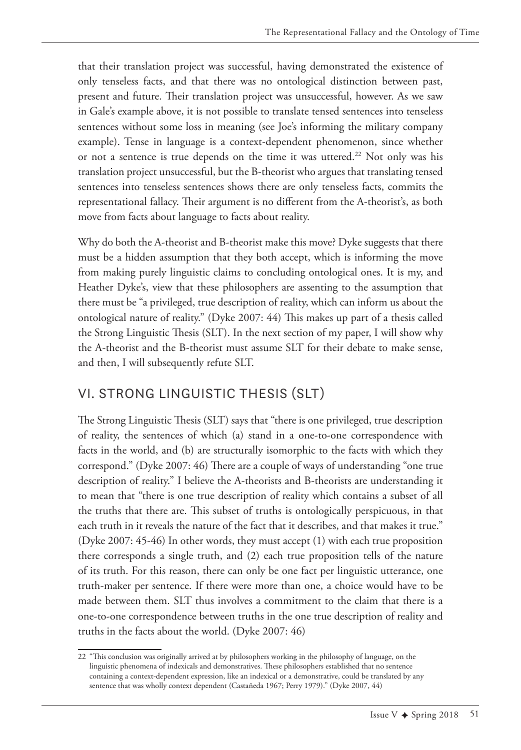that their translation project was successful, having demonstrated the existence of only tenseless facts, and that there was no ontological distinction between past, present and future. Their translation project was unsuccessful, however. As we saw in Gale's example above, it is not possible to translate tensed sentences into tenseless sentences without some loss in meaning (see Joe's informing the military company example). Tense in language is a context-dependent phenomenon, since whether or not a sentence is true depends on the time it was uttered.[22] Not only was his translation project unsuccessful, but the B-theorist who argues that translating tensed sentences into tenseless sentences shows there are only tenseless facts, commits the representational fallacy. Their argument is no different from the A-theorist's, as both move from facts about language to facts about reality.

Why do both the A-theorist and B-theorist make this move? Dyke suggests that there must be a hidden assumption that they both accept, which is informing the move from making purely linguistic claims to concluding ontological ones. It is my, and Heather Dyke's, view that these philosophers are assenting to the assumption that there must be "a privileged, true description of reality, which can inform us about the ontological nature of reality." (Dyke 2007: 44) This makes up part of a thesis called the Strong Linguistic Thesis (SLT). In the next section of my paper, I will show why the A-theorist and the B-theorist must assume SLT for their debate to make sense, and then, I will subsequently refute SLT.

## VI. STRONG LINGUISTIC THESIS (SLT)

The Strong Linguistic Thesis (SLT) says that "there is one privileged, true description of reality, the sentences of which (a) stand in a one-to-one correspondence with facts in the world, and (b) are structurally isomorphic to the facts with which they correspond." (Dyke 2007: 46) There are a couple of ways of understanding "one true description of reality." I believe the A-theorists and B-theorists are understanding it to mean that "there is one true description of reality which contains a subset of all the truths that there are. This subset of truths is ontologically perspicuous, in that each truth in it reveals the nature of the fact that it describes, and that makes it true." (Dyke 2007: 45-46) In other words, they must accept (1) with each true proposition there corresponds a single truth, and (2) each true proposition tells of the nature of its truth. For this reason, there can only be one fact per linguistic utterance, one truth-maker per sentence. If there were more than one, a choice would have to be made between them. SLT thus involves a commitment to the claim that there is a one-to-one correspondence between truths in the one true description of reality and truths in the facts about the world. (Dyke 2007: 46)

---

22 "This conclusion was originally arrived at by philosophers working in the philosophy of language, on the linguistic phenomena of indexicals and demonstratives. These philosophers established that no sentence containing a context-dependent expression, like an indexical or a demonstrative, could be translated by any sentence that was wholly context dependent (Castañeda 1967; Perry 1979)." (Dyke 2007, 44)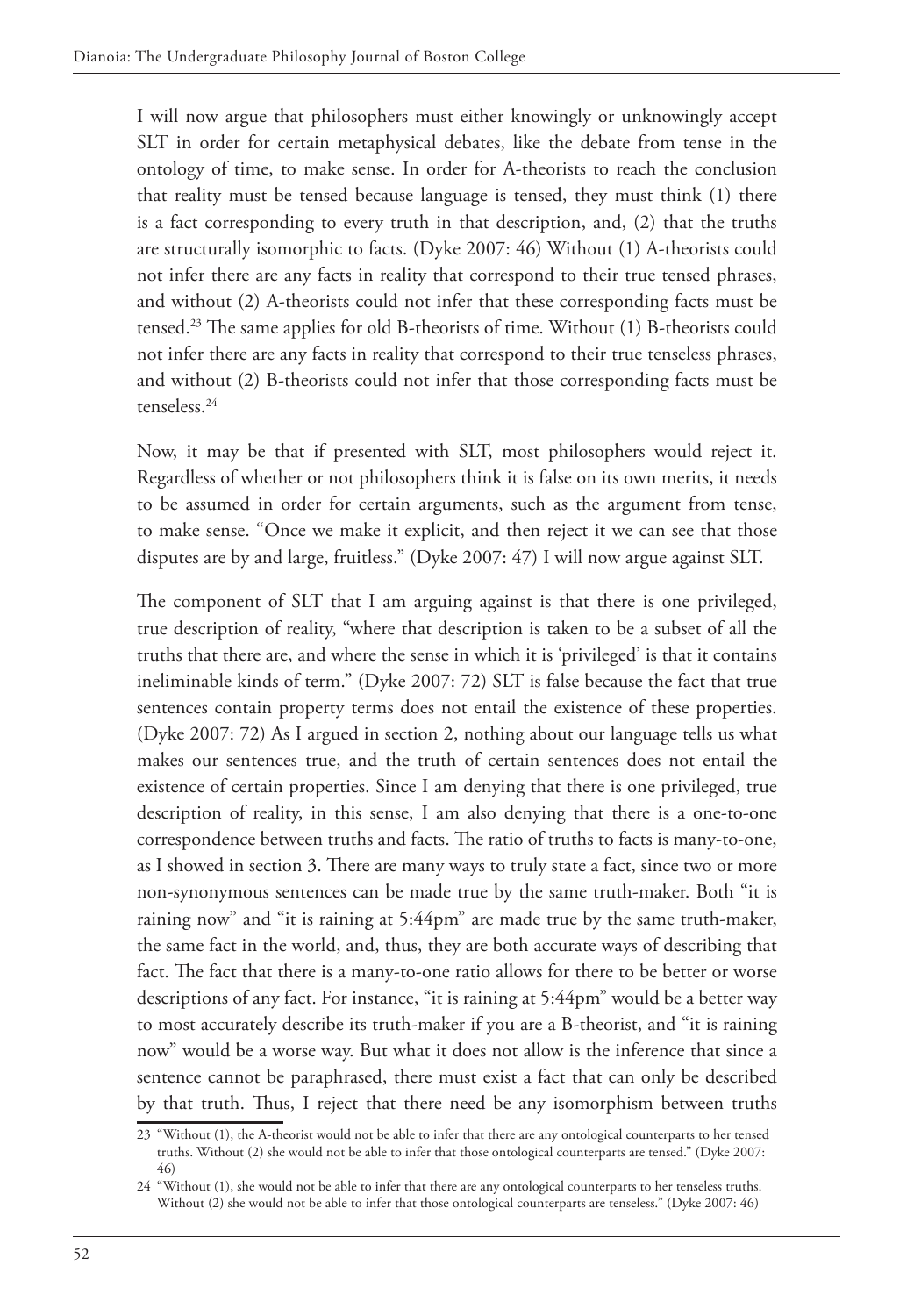I will now argue that philosophers must either knowingly or unknowingly accept SLT in order for certain metaphysical debates, like the debate from tense in the ontology of time, to make sense. In order for A-theorists to reach the conclusion that reality must be tensed because language is tensed, they must think (1) there is a fact corresponding to every truth in that description, and, (2) that the truths are structurally isomorphic to facts. (Dyke 2007: 46) Without (1) A-theorists could not infer there are any facts in reality that correspond to their true tensed phrases, and without (2) A-theorists could not infer that these corresponding facts must be tensed.[23] The same applies for old B-theorists of time. Without (1) B-theorists could not infer there are any facts in reality that correspond to their true tenseless phrases, and without (2) B-theorists could not infer that those corresponding facts must be tenseless.[24]

Now, it may be that if presented with SLT, most philosophers would reject it. Regardless of whether or not philosophers think it is false on its own merits, it needs to be assumed in order for certain arguments, such as the argument from tense, to make sense. "Once we make it explicit, and then reject it we can see that those disputes are by and large, fruitless." (Dyke 2007: 47) I will now argue against SLT.

The component of SLT that I am arguing against is that there is one privileged, true description of reality, "where that description is taken to be a subset of all the truths that there are, and where the sense in which it is 'privileged' is that it contains ineliminable kinds of term." (Dyke 2007: 72) SLT is false because the fact that true sentences contain property terms does not entail the existence of these properties. (Dyke 2007: 72) As I argued in section 2, nothing about our language tells us what makes our sentences true, and the truth of certain sentences does not entail the existence of certain properties. Since I am denying that there is one privileged, true description of reality, in this sense, I am also denying that there is a one-to-one correspondence between truths and facts. The ratio of truths to facts is many-to-one, as I showed in section 3. There are many ways to truly state a fact, since two or more non-synonymous sentences can be made true by the same truth-maker. Both "it is raining now" and "it is raining at 5:44pm" are made true by the same truth-maker, the same fact in the world, and, thus, they are both accurate ways of describing that fact. The fact that there is a many-to-one ratio allows for there to be better or worse descriptions of any fact. For instance, "it is raining at 5:44pm" would be a better way to most accurately describe its truth-maker if you are a B-theorist, and "it is raining now" would be a worse way. But what it does not allow is the inference that since a sentence cannot be paraphrased, there must exist a fact that can only be described by that truth. Thus, I reject that there need be any isomorphism between truths

[23] "Without (1), the A-theorist would not be able to infer that there are any ontological counterparts to her tensed truths. Without (2) she would not be able to infer that those ontological counterparts are tensed." (Dyke 2007: 46)

[24] "Without (1), she would not be able to infer that there are any ontological counterparts to her tenseless truths. Without (2) she would not be able to infer that those ontological counterparts are tenseless." (Dyke 2007: 46)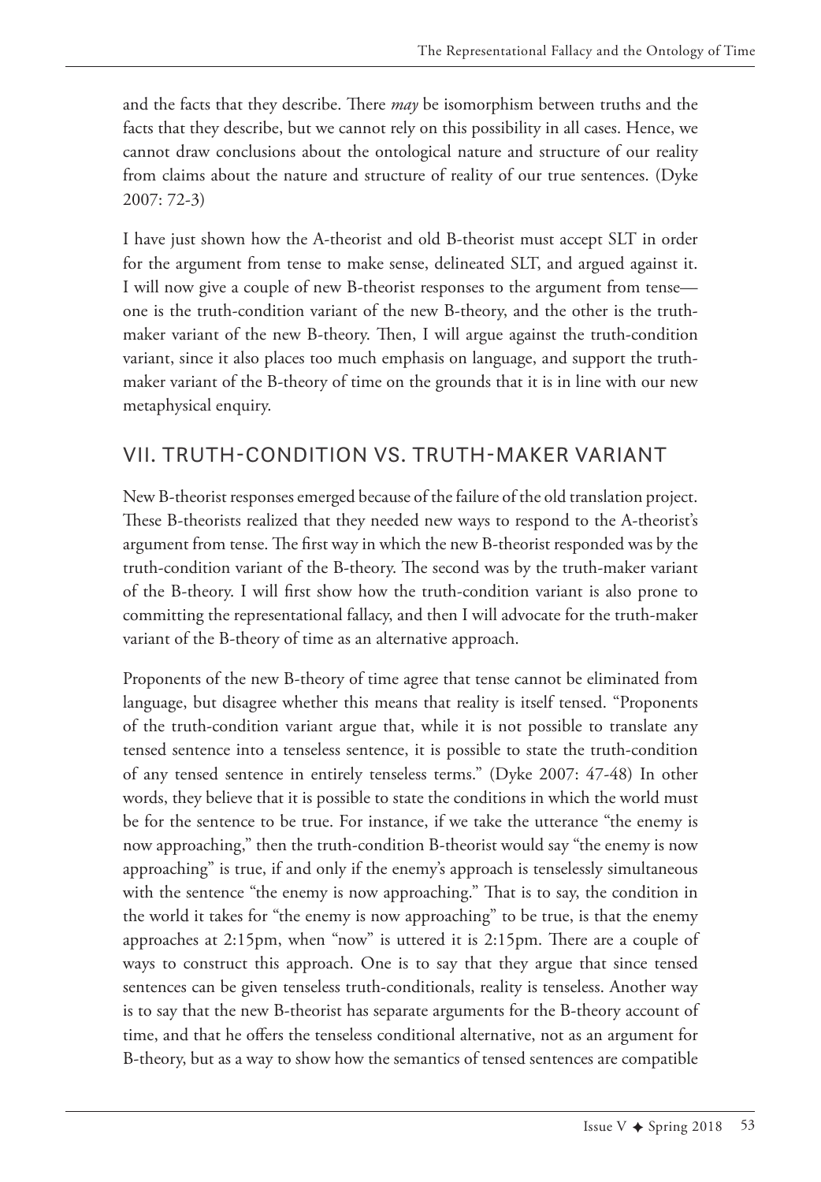and the facts that they describe. There *may* be isomorphism between truths and the facts that they describe, but we cannot rely on this possibility in all cases. Hence, we cannot draw conclusions about the ontological nature and structure of our reality from claims about the nature and structure of reality of our true sentences. (Dyke 2007: 72-3)

I have just shown how the A-theorist and old B-theorist must accept SLT in order for the argument from tense to make sense, delineated SLT, and argued against it. I will now give a couple of new B-theorist responses to the argument from tense—one is the truth-condition variant of the new B-theory, and the other is the truth-maker variant of the new B-theory. Then, I will argue against the truth-condition variant, since it also places too much emphasis on language, and support the truth-maker variant of the B-theory of time on the grounds that it is in line with our new metaphysical enquiry.

## VII. TRUTH-CONDITION VS. TRUTH-MAKER VARIANT

New B-theorist responses emerged because of the failure of the old translation project. These B-theorists realized that they needed new ways to respond to the A-theorist's argument from tense. The first way in which the new B-theorist responded was by the truth-condition variant of the B-theory. The second was by the truth-maker variant of the B-theory. I will first show how the truth-condition variant is also prone to committing the representational fallacy, and then I will advocate for the truth-maker variant of the B-theory of time as an alternative approach.

Proponents of the new B-theory of time agree that tense cannot be eliminated from language, but disagree whether this means that reality is itself tensed. "Proponents of the truth-condition variant argue that, while it is not possible to translate any tensed sentence into a tenseless sentence, it is possible to state the truth-condition of any tensed sentence in entirely tenseless terms." (Dyke 2007: 47-48) In other words, they believe that it is possible to state the conditions in which the world must be for the sentence to be true. For instance, if we take the utterance "the enemy is now approaching," then the truth-condition B-theorist would say "the enemy is now approaching" is true, if and only if the enemy's approach is tenselessly simultaneous with the sentence "the enemy is now approaching." That is to say, the condition in the world it takes for "the enemy is now approaching" to be true, is that the enemy approaches at 2:15pm, when "now" is uttered it is 2:15pm. There are a couple of ways to construct this approach. One is to say that they argue that since tensed sentences can be given tenseless truth-conditionals, reality is tenseless. Another way is to say that the new B-theorist has separate arguments for the B-theory account of time, and that he offers the tenseless conditional alternative, not as an argument for B-theory, but as a way to show how the semantics of tensed sentences are compatible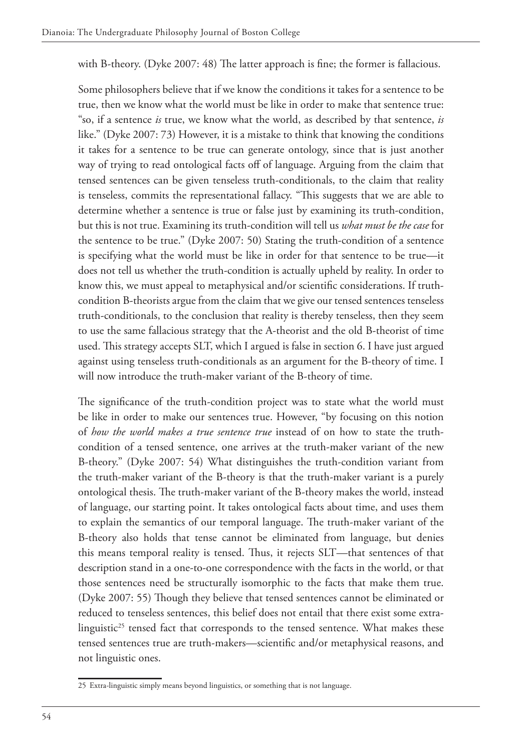with B-theory. (Dyke 2007: 48) The latter approach is fine; the former is fallacious.

Some philosophers believe that if we know the conditions it takes for a sentence to be true, then we know what the world must be like in order to make that sentence true: "so, if a sentence *is* true, we know what the world, as described by that sentence, *is* like." (Dyke 2007: 73) However, it is a mistake to think that knowing the conditions it takes for a sentence to be true can generate ontology, since that is just another way of trying to read ontological facts off of language. Arguing from the claim that tensed sentences can be given tenseless truth-conditionals, to the claim that reality is tenseless, commits the representational fallacy. "This suggests that we are able to determine whether a sentence is true or false just by examining its truth-condition, but this is not true. Examining its truth-condition will tell us *what must be the case* for the sentence to be true." (Dyke 2007: 50) Stating the truth-condition of a sentence is specifying what the world must be like in order for that sentence to be true—it does not tell us whether the truth-condition is actually upheld by reality. In order to know this, we must appeal to metaphysical and/or scientific considerations. If truth-condition B-theorists argue from the claim that we give our tensed sentences tenseless truth-conditionals, to the conclusion that reality is thereby tenseless, then they seem to use the same fallacious strategy that the A-theorist and the old B-theorist of time used. This strategy accepts SLT, which I argued is false in section 6. I have just argued against using tenseless truth-conditionals as an argument for the B-theory of time. I will now introduce the truth-maker variant of the B-theory of time.

The significance of the truth-condition project was to state what the world must be like in order to make our sentences true. However, "by focusing on this notion of *how the world makes a true sentence true* instead of on how to state the truth-condition of a tensed sentence, one arrives at the truth-maker variant of the new B-theory." (Dyke 2007: 54) What distinguishes the truth-condition variant from the truth-maker variant of the B-theory is that the truth-maker variant is a purely ontological thesis. The truth-maker variant of the B-theory makes the world, instead of language, our starting point. It takes ontological facts about time, and uses them to explain the semantics of our temporal language. The truth-maker variant of the B-theory also holds that tense cannot be eliminated from language, but denies this means temporal reality is tensed. Thus, it rejects SLT—that sentences of that description stand in a one-to-one correspondence with the facts in the world, or that those sentences need be structurally isomorphic to the facts that make them true. (Dyke 2007: 55) Though they believe that tensed sentences cannot be eliminated or reduced to tenseless sentences, this belief does not entail that there exist some extra-linguistic[25] tensed fact that corresponds to the tensed sentence. What makes these tensed sentences true are truth-makers—scientific and/or metaphysical reasons, and not linguistic ones.

[25] Extra-linguistic simply means beyond linguistics, or something that is not language.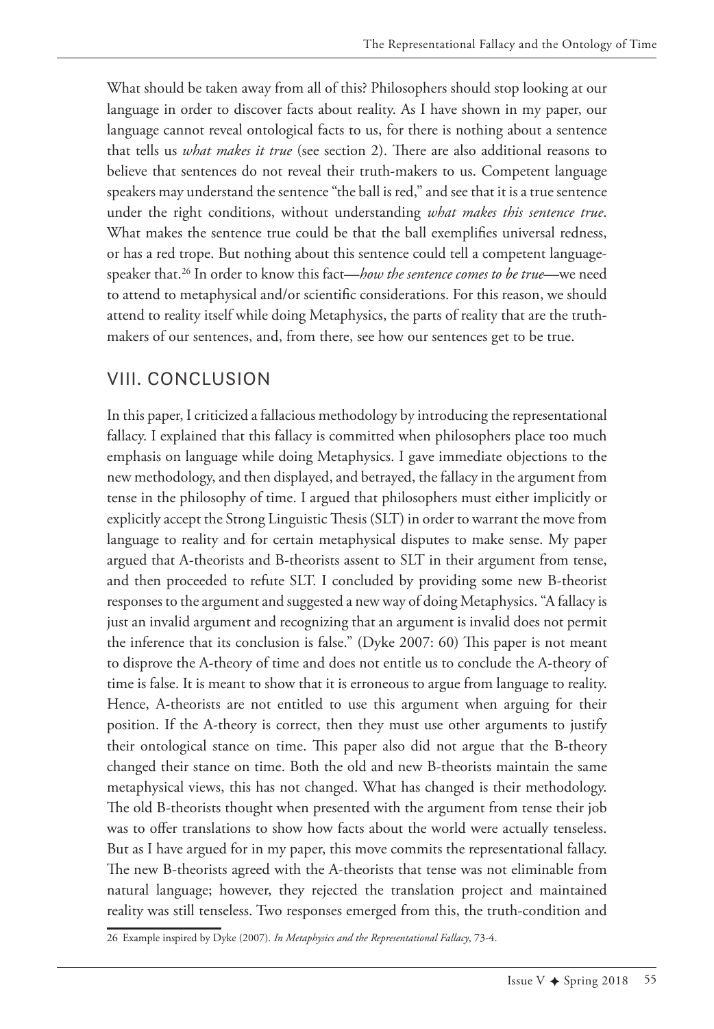What should be taken away from all of this? Philosophers should stop looking at our language in order to discover facts about reality. As I have shown in my paper, our language cannot reveal ontological facts to us, for there is nothing about a sentence that tells us *what makes it true* (see section 2). There are also additional reasons to believe that sentences do not reveal their truth-makers to us. Competent language speakers may understand the sentence "the ball is red," and see that it is a true sentence under the right conditions, without understanding *what makes this sentence true*. What makes the sentence true could be that the ball exemplifies universal redness, or has a red trope. But nothing about this sentence could tell a competent language-speaker that.[26] In order to know this fact—*how the sentence comes to be true*—we need to attend to metaphysical and/or scientific considerations. For this reason, we should attend to reality itself while doing Metaphysics, the parts of reality that are the truth-makers of our sentences, and, from there, see how our sentences get to be true.

## VIII. CONCLUSION

In this paper, I criticized a fallacious methodology by introducing the representational fallacy. I explained that this fallacy is committed when philosophers place too much emphasis on language while doing Metaphysics. I gave immediate objections to the new methodology, and then displayed, and betrayed, the fallacy in the argument from tense in the philosophy of time. I argued that philosophers must either implicitly or explicitly accept the Strong Linguistic Thesis (SLT) in order to warrant the move from language to reality and for certain metaphysical disputes to make sense. My paper argued that A-theorists and B-theorists assent to SLT in their argument from tense, and then proceeded to refute SLT. I concluded by providing some new B-theorist responses to the argument and suggested a new way of doing Metaphysics. "A fallacy is just an invalid argument and recognizing that an argument is invalid does not permit the inference that its conclusion is false." (Dyke 2007: 60) This paper is not meant to disprove the A-theory of time and does not entitle us to conclude the A-theory of time is false. It is meant to show that it is erroneous to argue from language to reality. Hence, A-theorists are not entitled to use this argument when arguing for their position. If the A-theory is correct, then they must use other arguments to justify their ontological stance on time. This paper also did not argue that the B-theory changed their stance on time. Both the old and new B-theorists maintain the same metaphysical views, this has not changed. What has changed is their methodology. The old B-theorists thought when presented with the argument from tense their job was to offer translations to show how facts about the world were actually tenseless. But as I have argued for in my paper, this move commits the representational fallacy. The new B-theorists agreed with the A-theorists that tense was not eliminable from natural language; however, they rejected the translation project and maintained reality was still tenseless. Two responses emerged from this, the truth-condition and

[26] Example inspired by Dyke (2007). *In Metaphysics and the Representational Fallacy*, 73-4.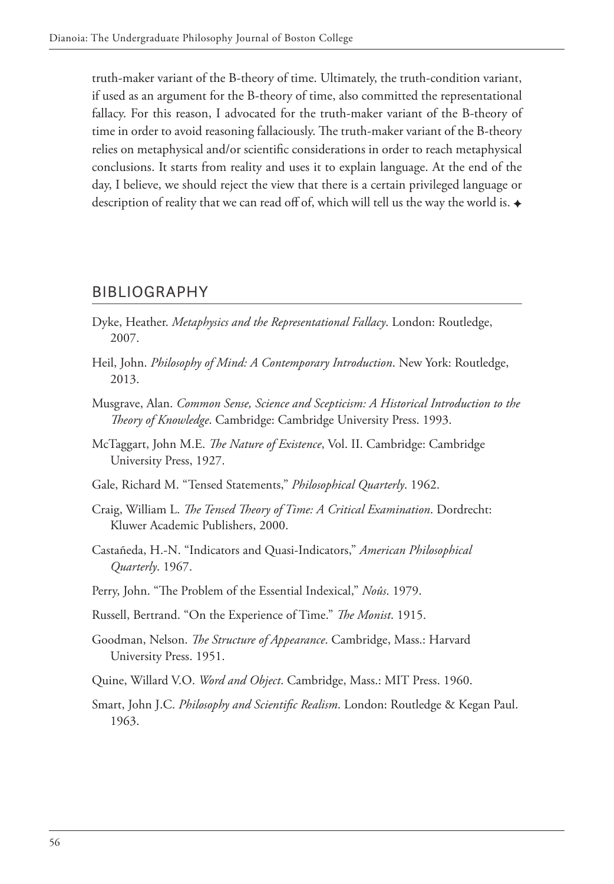truth-maker variant of the B-theory of time. Ultimately, the truth-condition variant, if used as an argument for the B-theory of time, also committed the representational fallacy. For this reason, I advocated for the truth-maker variant of the B-theory of time in order to avoid reasoning fallaciously. The truth-maker variant of the B-theory relies on metaphysical and/or scientific considerations in order to reach metaphysical conclusions. It starts from reality and uses it to explain language. At the end of the day, I believe, we should reject the view that there is a certain privileged language or description of reality that we can read off of, which will tell us the way the world is. ✦

## BIBLIOGRAPHY

Dyke, Heather. *Metaphysics and the Representational Fallacy*. London: Routledge, 2007.

Heil, John. *Philosophy of Mind: A Contemporary Introduction*. New York: Routledge, 2013.

Musgrave, Alan. *Common Sense, Science and Scepticism: A Historical Introduction to the Theory of Knowledge*. Cambridge: Cambridge University Press. 1993.

McTaggart, John M.E. *The Nature of Existence*, Vol. II. Cambridge: Cambridge University Press, 1927.

Gale, Richard M. "Tensed Statements," *Philosophical Quarterly*. 1962.

Craig, William L. *The Tensed Theory of Time: A Critical Examination*. Dordrecht: Kluwer Academic Publishers, 2000.

Castañeda, H.-N. "Indicators and Quasi-Indicators," *American Philosophical Quarterly*. 1967.

Perry, John. "The Problem of the Essential Indexical," *Noûs*. 1979.

Russell, Bertrand. "On the Experience of Time." *The Monist*. 1915.

Goodman, Nelson. *The Structure of Appearance*. Cambridge, Mass.: Harvard University Press. 1951.

Quine, Willard V.O. *Word and Object*. Cambridge, Mass.: MIT Press. 1960.

Smart, John J.C. *Philosophy and Scientific Realism*. London: Routledge & Kegan Paul. 1963.